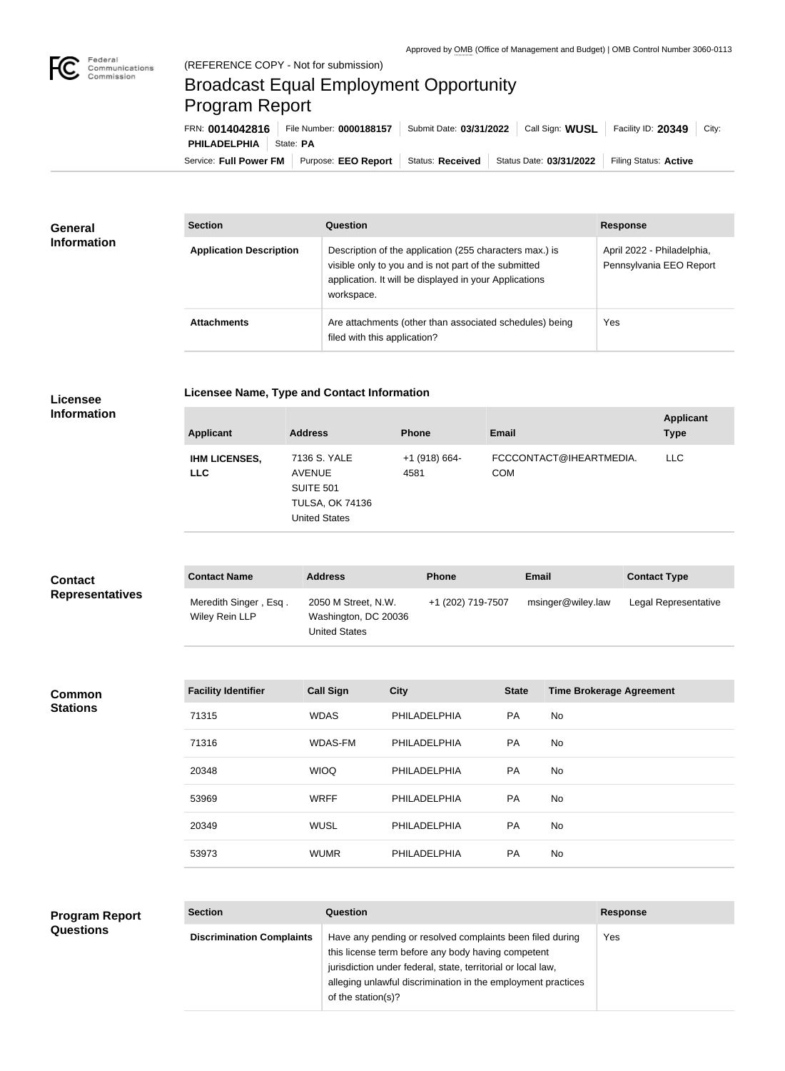Approved by OMB (Office of Management and Budget) | OMB Control Number 3060-0113

(REFERENCE COPY - Not for submission)

# Broadcast Equal Employment Opportunity Program Report

FRN: **0014042816** | File Number: **0000188157** | Submit Date: **03/31/2022** | Call Sign: **WUSL** | Facility ID: **20349** | City: **PHILADELPHIA** | State: **PA**

Service: **Full Power FM** | Purpose: **EEO Report** | Status: **Received** | Status Date: **03/31/2022** | Filing Status: **Active**

## General Information

| Section | Question | Response |
|---|---|---|
| **Application Description** | Description of the application (255 characters max.) is visible only to you and is not part of the submitted application. It will be displayed in your Applications workspace. | April 2022 - Philadelphia, Pennsylvania EEO Report |
| **Attachments** | Are attachments (other than associated schedules) being filed with this application? | Yes |

## Licensee Information

### Licensee Name, Type and Contact Information

| Applicant | Address | Phone | Email | Applicant Type |
|---|---|---|---|---|
| **IHM LICENSES, LLC** | 7136 S. YALE AVENUE SUITE 501 TULSA, OK 74136 United States | +1 (918) 664-4581 | FCCCONTACT@IHEARTMEDIA.COM | LLC |

## Contact Representatives

| Contact Name | Address | Phone | Email | Contact Type |
|---|---|---|---|---|
| Meredith Singer , Esq . Wiley Rein LLP | 2050 M Street, N.W. Washington, DC 20036 United States | +1 (202) 719-7507 | msinger@wiley.law | Legal Representative |

## Common Stations

| Facility Identifier | Call Sign | City | State | Time Brokerage Agreement |
|---|---|---|---|---|
| 71315 | WDAS | PHILADELPHIA | PA | No |
| 71316 | WDAS-FM | PHILADELPHIA | PA | No |
| 20348 | WIOQ | PHILADELPHIA | PA | No |
| 53969 | WRFF | PHILADELPHIA | PA | No |
| 20349 | WUSL | PHILADELPHIA | PA | No |
| 53973 | WUMR | PHILADELPHIA | PA | No |

## Program Report Questions

| Section | Question | Response |
|---|---|---|
| **Discrimination Complaints** | Have any pending or resolved complaints been filed during this license term before any body having competent jurisdiction under federal, state, territorial or local law, alleging unlawful discrimination in the employment practices of the station(s)? | Yes |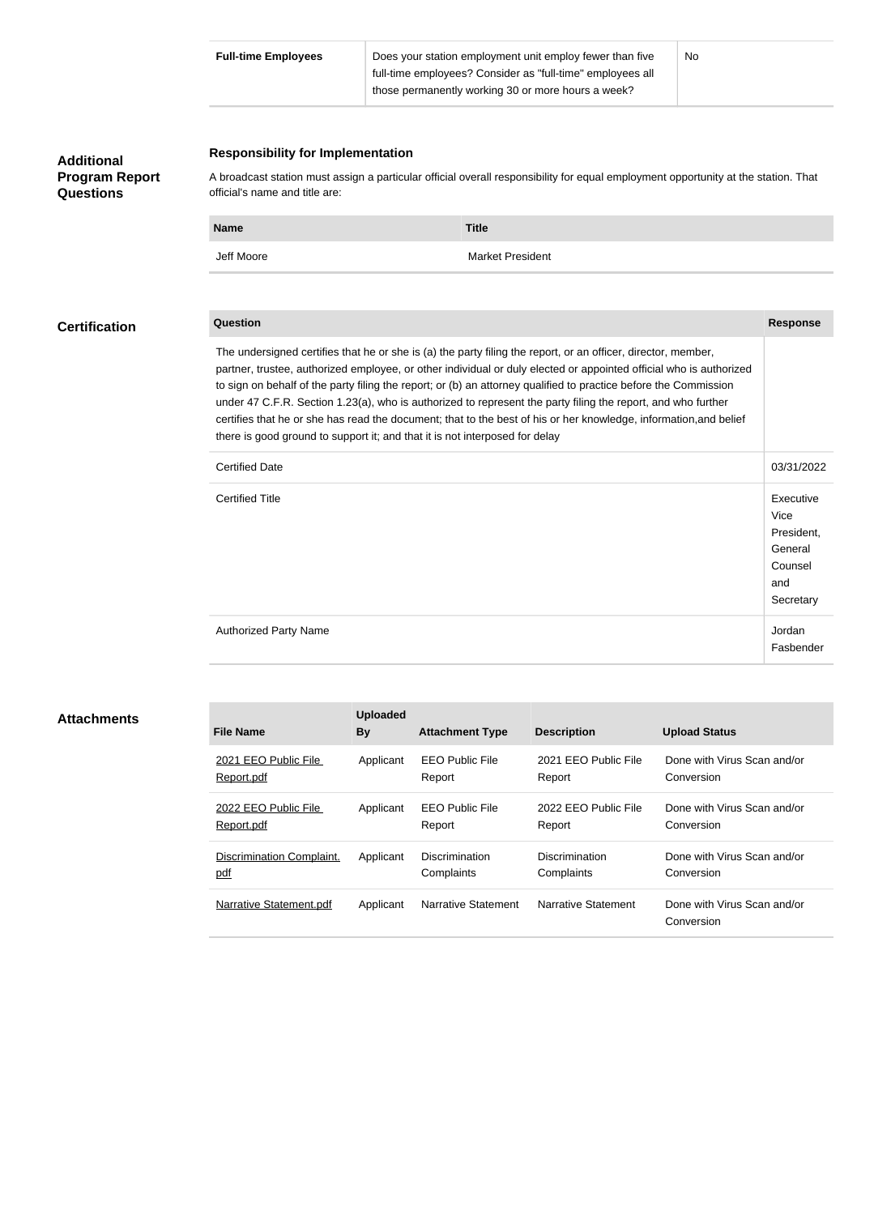| | | |
|---|---|---|
| **Full-time Employees** | Does your station employment unit employ fewer than five full-time employees? Consider as "full-time" employees all those permanently working 30 or more hours a week? | No |

## Additional Program Report Questions

**Responsibility for Implementation**

A broadcast station must assign a particular official overall responsibility for equal employment opportunity at the station. That official's name and title are:

| Name | Title |
|---|---|
| Jeff Moore | Market President |

## Certification

| Question | Response |
|---|---|
| The undersigned certifies that he or she is (a) the party filing the report, or an officer, director, member, partner, trustee, authorized employee, or other individual or duly elected or appointed official who is authorized to sign on behalf of the party filing the report; or (b) an attorney qualified to practice before the Commission under 47 C.F.R. Section 1.23(a), who is authorized to represent the party filing the report, and who further certifies that he or she has read the document; that to the best of his or her knowledge, information,and belief there is good ground to support it; and that it is not interposed for delay | |
| Certified Date | 03/31/2022 |
| Certified Title | Executive Vice President, General Counsel and Secretary |
| Authorized Party Name | Jordan Fasbender |

## Attachments

| File Name | Uploaded By | Attachment Type | Description | Upload Status |
|---|---|---|---|---|
| 2021 EEO Public File Report.pdf | Applicant | EEO Public File Report | 2021 EEO Public File Report | Done with Virus Scan and/or Conversion |
| 2022 EEO Public File Report.pdf | Applicant | EEO Public File Report | 2022 EEO Public File Report | Done with Virus Scan and/or Conversion |
| Discrimination Complaint.pdf | Applicant | Discrimination Complaints | Discrimination Complaints | Done with Virus Scan and/or Conversion |
| Narrative Statement.pdf | Applicant | Narrative Statement | Narrative Statement | Done with Virus Scan and/or Conversion |